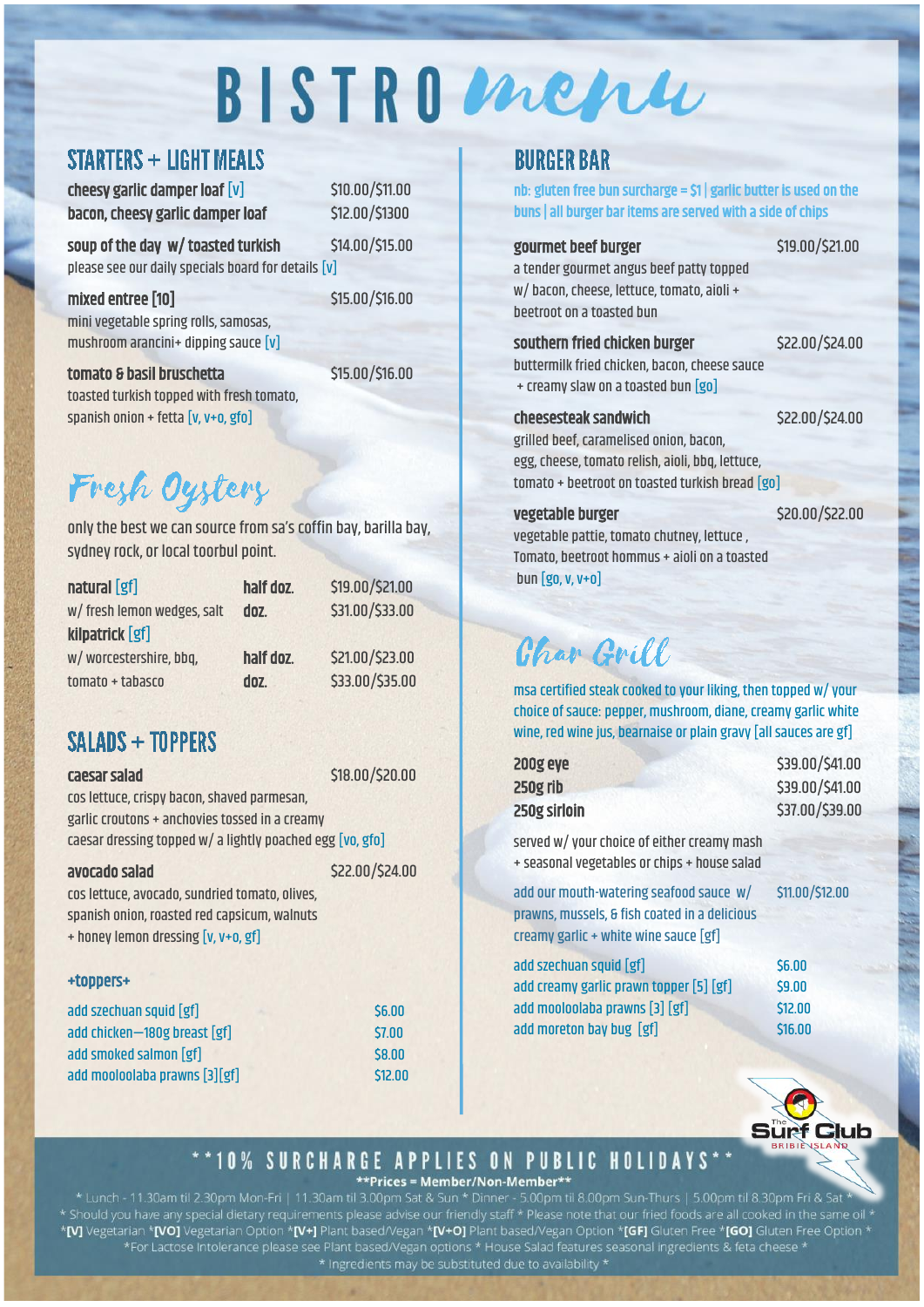# BISTRO menu

## STARTERS + LIGHT MEALS

**cheesy garlic damper loaf** [v] $10.00/$11.00

**bacon, cheesy garlic damper loaf** $12.00/$1300

**soup of the day w/ toasted turkish** $14.00/$15.00
please see our daily specials board for details [v]

**mixed entree [10]** $15.00/$16.00
mini vegetable spring rolls, samosas, mushroom arancini+ dipping sauce [v]

**tomato & basil bruschetta** $15.00/$16.00
toasted turkish topped with fresh tomato, spanish onion + fetta [v, v+o, gfo]

## Fresh Oysters

only the best we can source from sa's coffin bay, barilla bay, sydney rock, or local toorbul point.

**natural** [gf] — half doz. $19.00/$21.00
w/ fresh lemon wedges, salt — doz. $31.00/$33.00

**kilpatrick** [gf] — half doz. $21.00/$23.00
w/ worcestershire, bbq, tomato + tabasco — doz. $33.00/$35.00

## SALADS + TOPPERS

**caesar salad** $18.00/$20.00
cos lettuce, crispy bacon, shaved parmesan, garlic croutons + anchovies tossed in a creamy caesar dressing topped w/ a lightly poached egg [vo, gfo]

**avocado salad** $22.00/$24.00
cos lettuce, avocado, sundried tomato, olives, spanish onion, roasted red capsicum, walnuts + honey lemon dressing [v, v+o, gf]

**+toppers+**

- add szechuan squid [gf] $6.00
- add chicken—180g breast [gf] $7.00
- add smoked salmon [gf] $8.00
- add mooloolaba prawns [3][gf] $12.00

## BURGER BAR

nb: gluten free bun surcharge = $1 | garlic butter is used on the buns | all burger bar items are served with a side of chips

**gourmet beef burger** $19.00/$21.00
a tender gourmet angus beef patty topped w/ bacon, cheese, lettuce, tomato, aioli + beetroot on a toasted bun

**southern fried chicken burger** $22.00/$24.00
buttermilk fried chicken, bacon, cheese sauce + creamy slaw on a toasted bun [go]

**cheesesteak sandwich** $22.00/$24.00
grilled beef, caramelised onion, bacon, egg, cheese, tomato relish, aioli, bbq, lettuce, tomato + beetroot on toasted turkish bread [go]

**vegetable burger** $20.00/$22.00
vegetable pattie, tomato chutney, lettuce , Tomato, beetroot hommus + aioli on a toasted bun [go, v, v+o]

## Char Grill

msa certified steak cooked to your liking, then topped w/ your choice of sauce: pepper, mushroom, diane, creamy garlic white wine, red wine jus, bearnaise or plain gravy [all sauces are gf]

**200g eye** $39.00/$41.00
**250g rib** $39.00/$41.00
**250g sirloin** $37.00/$39.00

served w/ your choice of either creamy mash + seasonal vegetables or chips + house salad

add our mouth-watering seafood sauce w/ prawns, mussels, & fish coated in a delicious creamy garlic + white wine sauce [gf] $11.00/$12.00

- add szechuan squid [gf] $6.00
- add creamy garlic prawn topper [5] [gf] $9.00
- add mooloolaba prawns [3] [gf] $12.00
- add moreton bay bug [gf] $16.00

The Surf Club BRIBIE ISLAND

**10% SURCHARGE APPLIES ON PUBLIC HOLIDAYS**

**Prices = Member/Non-Member**

* Lunch - 11.30am til 2.30pm Mon-Fri | 11.30am til 3.00pm Sat & Sun * Dinner - 5.00pm til 8.00pm Sun-Thurs | 5.00pm til 8.30pm Fri & Sat *
* Should you have any special dietary requirements please advise our friendly staff * Please note that our fried foods are all cooked in the same oil *
*[V] Vegetarian *[VO] Vegetarian Option *[V+] Plant based/Vegan *[V+O] Plant based/Vegan Option *[GF] Gluten Free *[GO] Gluten Free Option *
*For Lactose Intolerance please see Plant based/Vegan options * House Salad features seasonal ingredients & feta cheese *
* Ingredients may be substituted due to availability *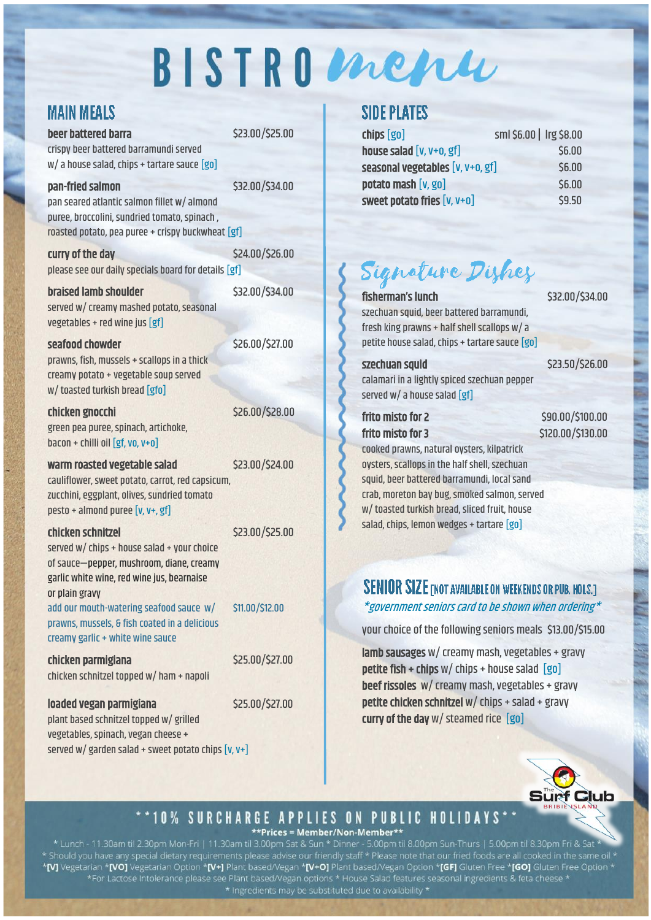# BISTRO menu

## MAIN MEALS

**beer battered barra** $23.00/$25.00
crispy beer battered barramundi served w/ a house salad, chips + tartare sauce [go]

**pan-fried salmon** $32.00/$34.00
pan seared atlantic salmon fillet w/ almond puree, broccolini, sundried tomato, spinach , roasted potato, pea puree + crispy buckwheat [gf]

**curry of the day** $24.00/$26.00
please see our daily specials board for details [gf]

**braised lamb shoulder** $32.00/$34.00
served w/ creamy mashed potato, seasonal vegetables + red wine jus [gf]

**seafood chowder** $26.00/$27.00
prawns, fish, mussels + scallops in a thick creamy potato + vegetable soup served w/ toasted turkish bread [gfo]

**chicken gnocchi** $26.00/$28.00
green pea puree, spinach, artichoke, bacon + chilli oil [gf, vo, v+o]

**warm roasted vegetable salad** $23.00/$24.00
cauliflower, sweet potato, carrot, red capsicum, zucchini, eggplant, olives, sundried tomato pesto + almond puree [v, v+, gf]

**chicken schnitzel** $23.00/$25.00
served w/ chips + house salad + your choice of sauce—pepper, mushroom, diane, creamy garlic white wine, red wine jus, bearnaise or plain gravy
add our mouth-watering seafood sauce w/ prawns, mussels, & fish coated in a delicious creamy garlic + white wine sauce $11.00/$12.00

**chicken parmigiana** $25.00/$27.00
chicken schnitzel topped w/ ham + napoli

**loaded vegan parmigiana** $25.00/$27.00
plant based schnitzel topped w/ grilled vegetables, spinach, vegan cheese + served w/ garden salad + sweet potato chips [v, v+]

## SIDE PLATES

| | |
|---|---|
| **chips** [go] | sml $6.00 \| lrg $8.00 |
| **house salad** [v, v+o, gf] | $6.00 |
| **seasonal vegetables** [v, v+o, gf] | $6.00 |
| **potato mash** [v, go] | $6.00 |
| **sweet potato fries** [v, v+o] | $9.50 |

## Signature Dishes

**fisherman's lunch** $32.00/$34.00
szechuan squid, beer battered barramundi, fresh king prawns + half shell scallops w/ a petite house salad, chips + tartare sauce [go]

**szechuan squid** $23.50/$26.00
calamari in a lightly spiced szechuan pepper served w/ a house salad [gf]

**frito misto for 2** $90.00/$100.00
**frito misto for 3** $120.00/$130.00
cooked prawns, natural oysters, kilpatrick oysters, scallops in the half shell, szechuan squid, beer battered barramundi, local sand crab, moreton bay bug, smoked salmon, served w/ toasted turkish bread, sliced fruit, house salad, chips, lemon wedges + tartare [go]

## SENIOR SIZE [NOT AVAILABLE ON WEEKENDS OR PUB. HOLS.]

*\*government seniors card to be shown when ordering\**

your choice of the following seniors meals $13.00/$15.00

**lamb sausages** w/ creamy mash, vegetables + gravy
**petite fish + chips** w/ chips + house salad [go]
**beef rissoles** w/ creamy mash, vegetables + gravy
**petite chicken schnitzel** w/ chips + salad + gravy
**curry of the day** w/ steamed rice [go]

The Surf Club BRIBIE ISLAND

**\*\*10% SURCHARGE APPLIES ON PUBLIC HOLIDAYS\*\***

**\*\*Prices = Member/Non-Member\*\***

\* Lunch - 11.30am til 2.30pm Mon-Fri | 11.30am til 3.00pm Sat & Sun \* Dinner - 5.00pm til 8.00pm Sun-Thurs | 5.00pm til 8.30pm Fri & Sat \*
\* Should you have any special dietary requirements please advise our friendly staff \* Please note that our fried foods are all cooked in the same oil \*
\***[V]** Vegetarian \***[VO]** Vegetarian Option \***[V+]** Plant based/Vegan \***[V+O]** Plant based/Vegan Option \***[GF]** Gluten Free \***[GO]** Gluten Free Option \*
\*For Lactose Intolerance please see Plant based/Vegan options \* House Salad features seasonal ingredients & feta cheese \*
\* Ingredients may be substituted due to availability \*